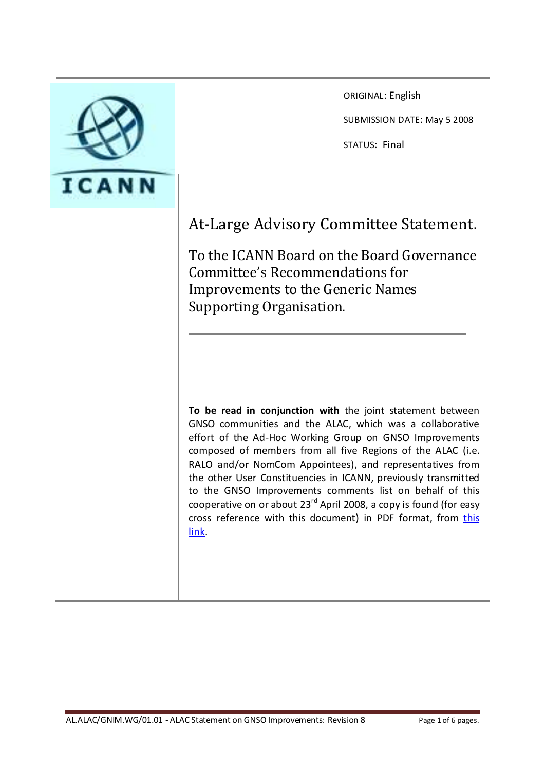ORIGINAL: English

SUBMISSION DATE: May 5 2008

STATUS: Final

# At-Large Advisory Committee Statement.

## To the ICANN Board on the Board Governance Committee's Recommendations for Improvements to the Generic Names Supporting Organisation.

**To be read in conjunction with** the joint statement between GNSO communities and the ALAC, which was a collaborative effort of the Ad-Hoc Working Group on GNSO Improvements composed of members from all five Regions of the ALAC (i.e. RALO and/or NomCom Appointees), and representatives from the other User Constituencies in ICANN, previously transmitted to the GNSO Improvements comments list on behalf of this cooperative on or about 23rd April 2008, a copy is found (for easy cross reference with this document) in PDF format, from this link.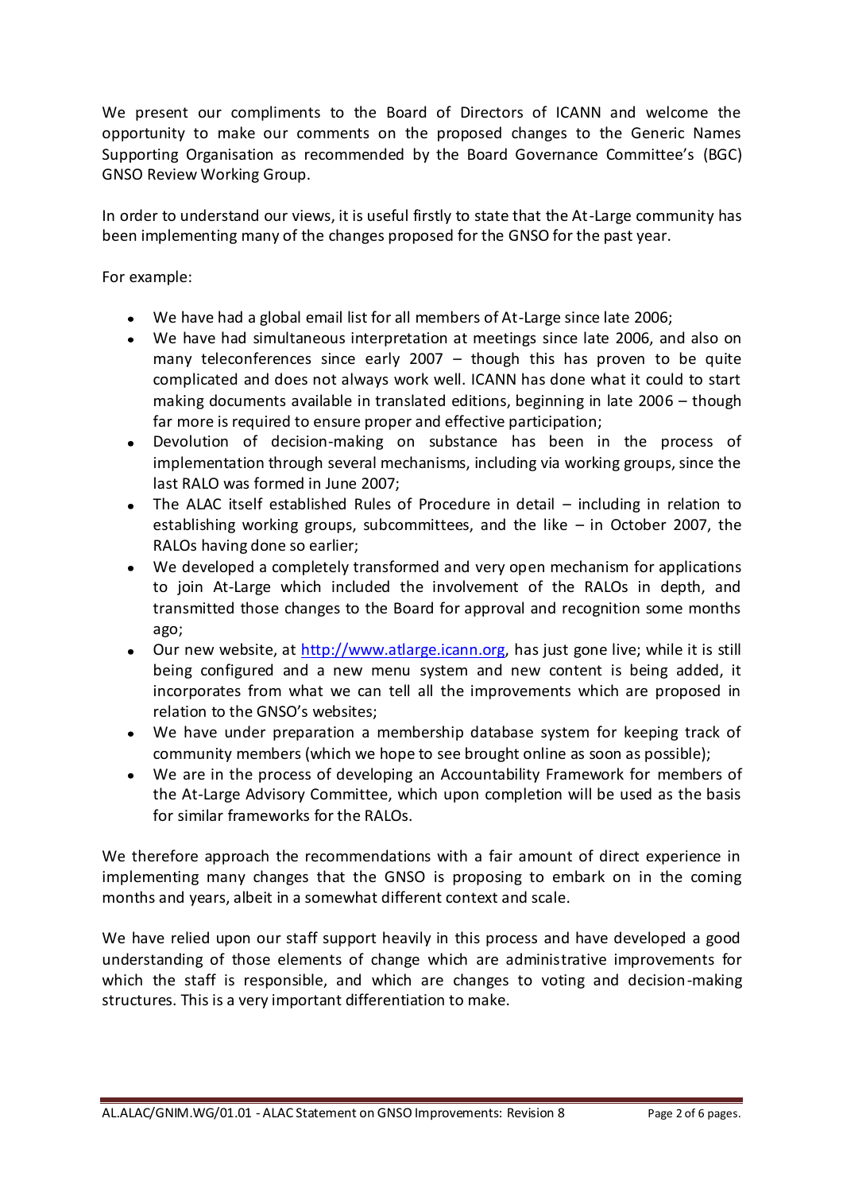We present our compliments to the Board of Directors of ICANN and welcome the opportunity to make our comments on the proposed changes to the Generic Names Supporting Organisation as recommended by the Board Governance Committee's (BGC) GNSO Review Working Group.

In order to understand our views, it is useful firstly to state that the At-Large community has been implementing many of the changes proposed for the GNSO for the past year.

For example:

- We have had a global email list for all members of At-Large since late 2006;
- We have had simultaneous interpretation at meetings since late 2006, and also on many teleconferences since early 2007 – though this has proven to be quite complicated and does not always work well. ICANN has done what it could to start making documents available in translated editions, beginning in late 2006 – though far more is required to ensure proper and effective participation;
- Devolution of decision-making on substance has been in the process of implementation through several mechanisms, including via working groups, since the last RALO was formed in June 2007;
- The ALAC itself established Rules of Procedure in detail – including in relation to establishing working groups, subcommittees, and the like – in October 2007, the RALOs having done so earlier;
- We developed a completely transformed and very open mechanism for applications to join At-Large which included the involvement of the RALOs in depth, and transmitted those changes to the Board for approval and recognition some months ago;
- Our new website, at [http://www.atlarge.icann.org](http://www.atlarge.icann.org), has just gone live; while it is still being configured and a new menu system and new content is being added, it incorporates from what we can tell all the improvements which are proposed in relation to the GNSO's websites;
- We have under preparation a membership database system for keeping track of community members (which we hope to see brought online as soon as possible);
- We are in the process of developing an Accountability Framework for members of the At-Large Advisory Committee, which upon completion will be used as the basis for similar frameworks for the RALOs.

We therefore approach the recommendations with a fair amount of direct experience in implementing many changes that the GNSO is proposing to embark on in the coming months and years, albeit in a somewhat different context and scale.

We have relied upon our staff support heavily in this process and have developed a good understanding of those elements of change which are administrative improvements for which the staff is responsible, and which are changes to voting and decision-making structures. This is a very important differentiation to make.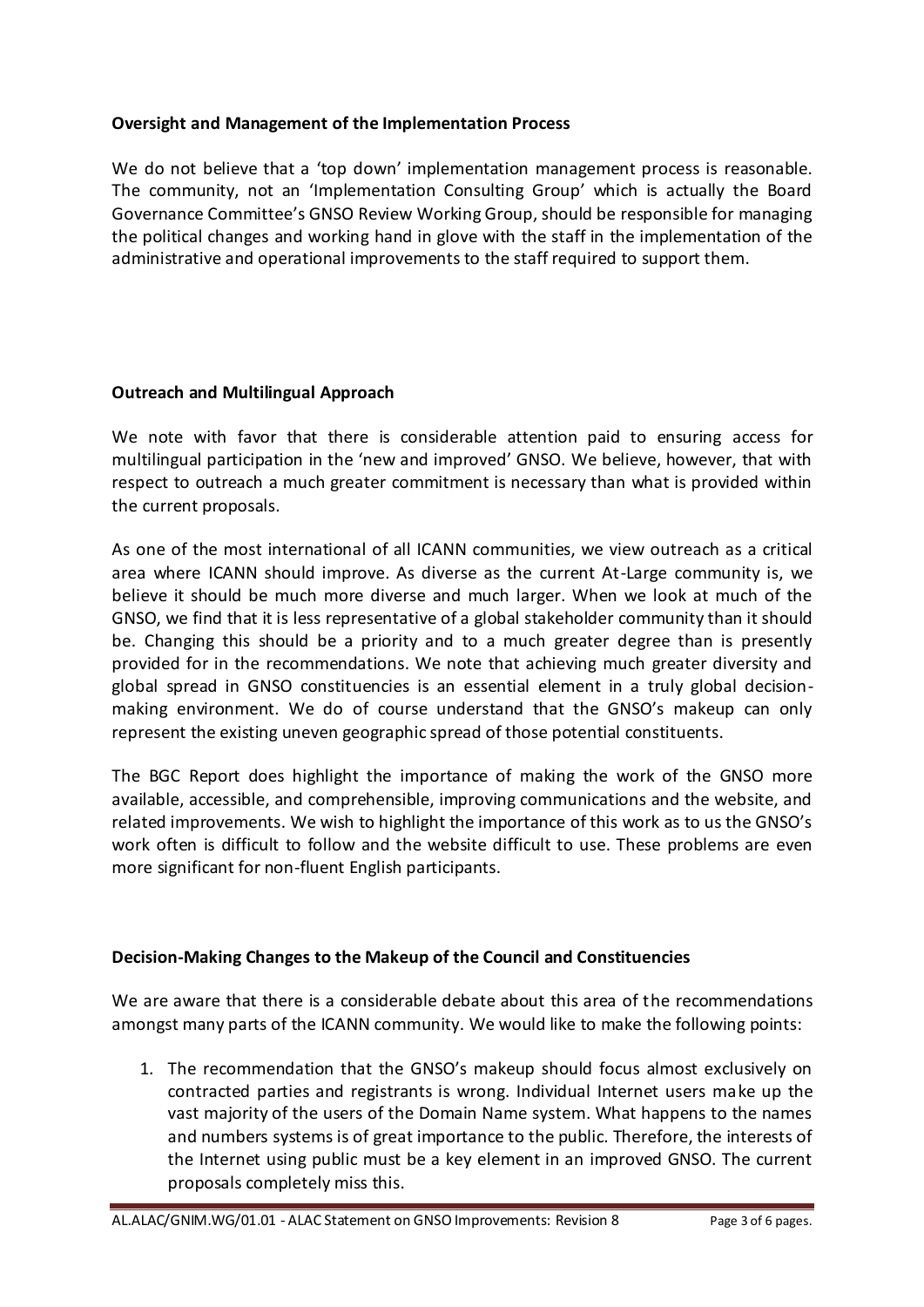**Oversight and Management of the Implementation Process**

We do not believe that a 'top down' implementation management process is reasonable. The community, not an 'Implementation Consulting Group' which is actually the Board Governance Committee's GNSO Review Working Group, should be responsible for managing the political changes and working hand in glove with the staff in the implementation of the administrative and operational improvements to the staff required to support them.

**Outreach and Multilingual Approach**

We note with favor that there is considerable attention paid to ensuring access for multilingual participation in the 'new and improved' GNSO. We believe, however, that with respect to outreach a much greater commitment is necessary than what is provided within the current proposals.

As one of the most international of all ICANN communities, we view outreach as a critical area where ICANN should improve. As diverse as the current At-Large community is, we believe it should be much more diverse and much larger. When we look at much of the GNSO, we find that it is less representative of a global stakeholder community than it should be. Changing this should be a priority and to a much greater degree than is presently provided for in the recommendations. We note that achieving much greater diversity and global spread in GNSO constituencies is an essential element in a truly global decision-making environment. We do of course understand that the GNSO's makeup can only represent the existing uneven geographic spread of those potential constituents.

The BGC Report does highlight the importance of making the work of the GNSO more available, accessible, and comprehensible, improving communications and the website, and related improvements. We wish to highlight the importance of this work as to us the GNSO's work often is difficult to follow and the website difficult to use. These problems are even more significant for non-fluent English participants.

**Decision-Making Changes to the Makeup of the Council and Constituencies**

We are aware that there is a considerable debate about this area of the recommendations amongst many parts of the ICANN community. We would like to make the following points:

1. The recommendation that the GNSO's makeup should focus almost exclusively on contracted parties and registrants is wrong. Individual Internet users make up the vast majority of the users of the Domain Name system. What happens to the names and numbers systems is of great importance to the public. Therefore, the interests of the Internet using public must be a key element in an improved GNSO. The current proposals completely miss this.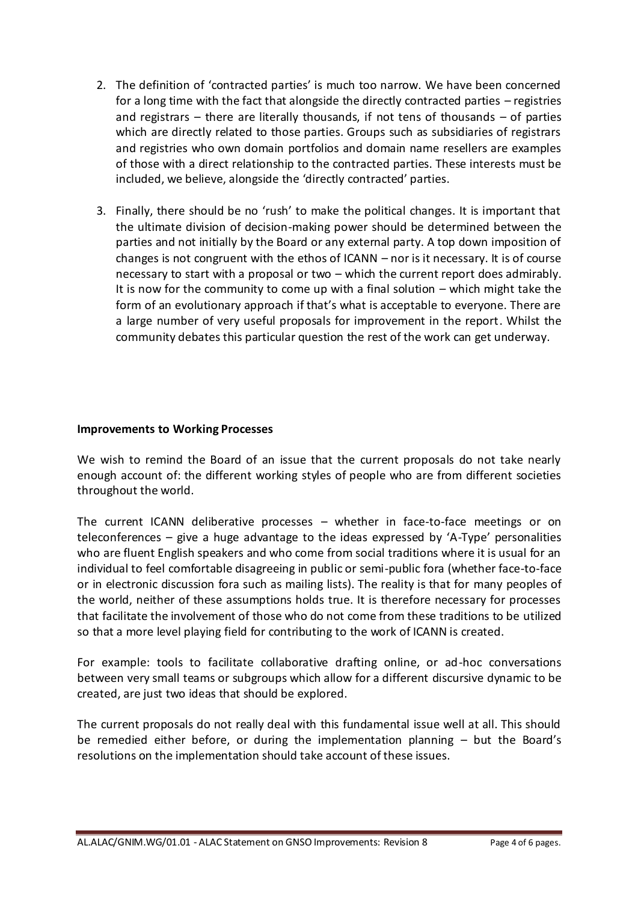2. The definition of 'contracted parties' is much too narrow. We have been concerned for a long time with the fact that alongside the directly contracted parties – registries and registrars – there are literally thousands, if not tens of thousands – of parties which are directly related to those parties. Groups such as subsidiaries of registrars and registries who own domain portfolios and domain name resellers are examples of those with a direct relationship to the contracted parties. These interests must be included, we believe, alongside the 'directly contracted' parties.

3. Finally, there should be no 'rush' to make the political changes. It is important that the ultimate division of decision-making power should be determined between the parties and not initially by the Board or any external party. A top down imposition of changes is not congruent with the ethos of ICANN – nor is it necessary. It is of course necessary to start with a proposal or two – which the current report does admirably. It is now for the community to come up with a final solution – which might take the form of an evolutionary approach if that's what is acceptable to everyone. There are a large number of very useful proposals for improvement in the report. Whilst the community debates this particular question the rest of the work can get underway.

**Improvements to Working Processes**

We wish to remind the Board of an issue that the current proposals do not take nearly enough account of: the different working styles of people who are from different societies throughout the world.

The current ICANN deliberative processes – whether in face-to-face meetings or on teleconferences – give a huge advantage to the ideas expressed by 'A-Type' personalities who are fluent English speakers and who come from social traditions where it is usual for an individual to feel comfortable disagreeing in public or semi-public fora (whether face-to-face or in electronic discussion fora such as mailing lists). The reality is that for many peoples of the world, neither of these assumptions holds true. It is therefore necessary for processes that facilitate the involvement of those who do not come from these traditions to be utilized so that a more level playing field for contributing to the work of ICANN is created.

For example: tools to facilitate collaborative drafting online, or ad-hoc conversations between very small teams or subgroups which allow for a different discursive dynamic to be created, are just two ideas that should be explored.

The current proposals do not really deal with this fundamental issue well at all. This should be remedied either before, or during the implementation planning – but the Board's resolutions on the implementation should take account of these issues.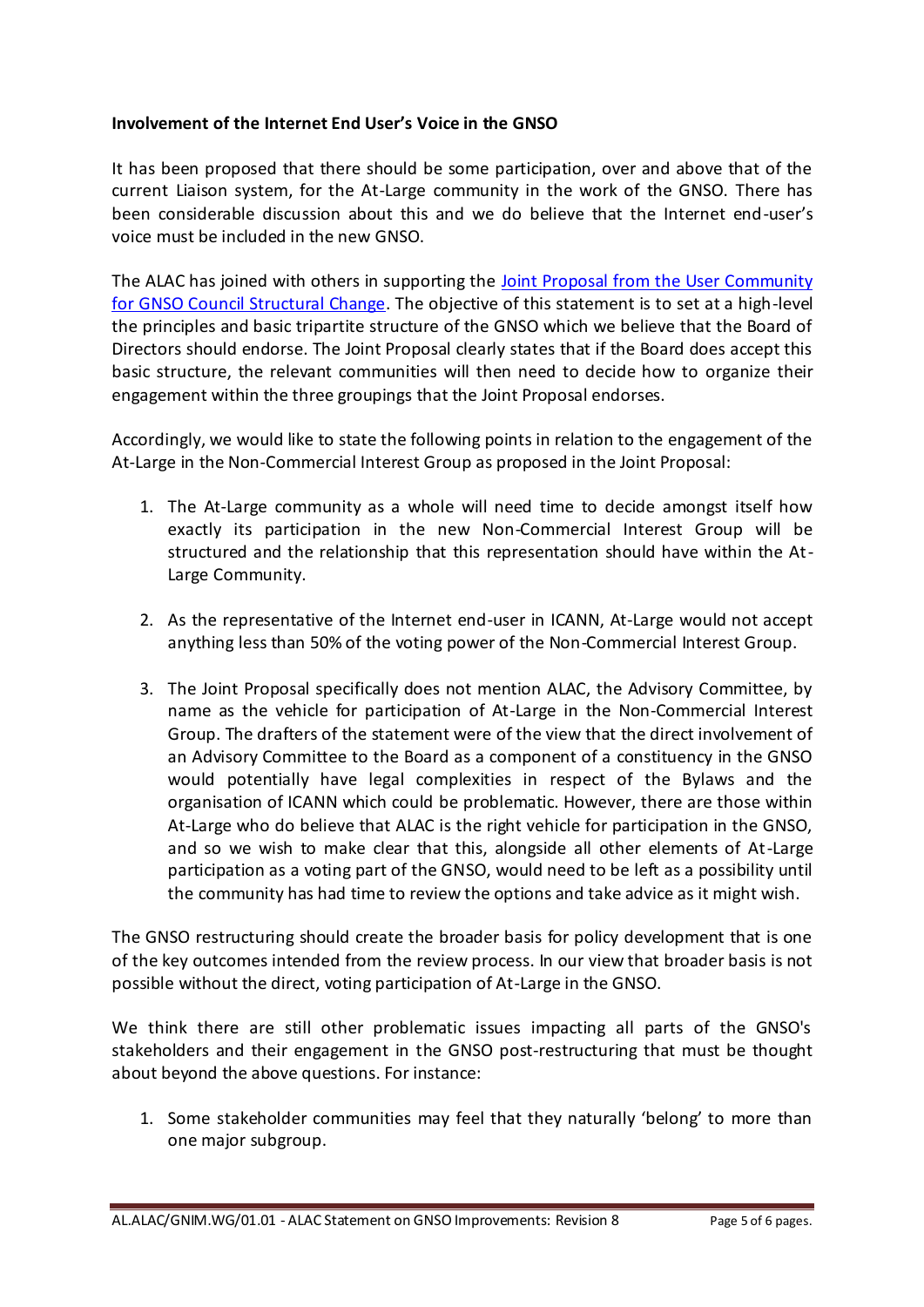**Involvement of the Internet End User's Voice in the GNSO**

It has been proposed that there should be some participation, over and above that of the current Liaison system, for the At-Large community in the work of the GNSO. There has been considerable discussion about this and we do believe that the Internet end-user's voice must be included in the new GNSO.

The ALAC has joined with others in supporting the Joint Proposal from the User Community for GNSO Council Structural Change. The objective of this statement is to set at a high-level the principles and basic tripartite structure of the GNSO which we believe that the Board of Directors should endorse. The Joint Proposal clearly states that if the Board does accept this basic structure, the relevant communities will then need to decide how to organize their engagement within the three groupings that the Joint Proposal endorses.

Accordingly, we would like to state the following points in relation to the engagement of the At-Large in the Non-Commercial Interest Group as proposed in the Joint Proposal:

1. The At-Large community as a whole will need time to decide amongst itself how exactly its participation in the new Non-Commercial Interest Group will be structured and the relationship that this representation should have within the At-Large Community.

2. As the representative of the Internet end-user in ICANN, At-Large would not accept anything less than 50% of the voting power of the Non-Commercial Interest Group.

3. The Joint Proposal specifically does not mention ALAC, the Advisory Committee, by name as the vehicle for participation of At-Large in the Non-Commercial Interest Group. The drafters of the statement were of the view that the direct involvement of an Advisory Committee to the Board as a component of a constituency in the GNSO would potentially have legal complexities in respect of the Bylaws and the organisation of ICANN which could be problematic. However, there are those within At-Large who do believe that ALAC is the right vehicle for participation in the GNSO, and so we wish to make clear that this, alongside all other elements of At-Large participation as a voting part of the GNSO, would need to be left as a possibility until the community has had time to review the options and take advice as it might wish.

The GNSO restructuring should create the broader basis for policy development that is one of the key outcomes intended from the review process. In our view that broader basis is not possible without the direct, voting participation of At-Large in the GNSO.

We think there are still other problematic issues impacting all parts of the GNSO's stakeholders and their engagement in the GNSO post-restructuring that must be thought about beyond the above questions. For instance:

1. Some stakeholder communities may feel that they naturally 'belong' to more than one major subgroup.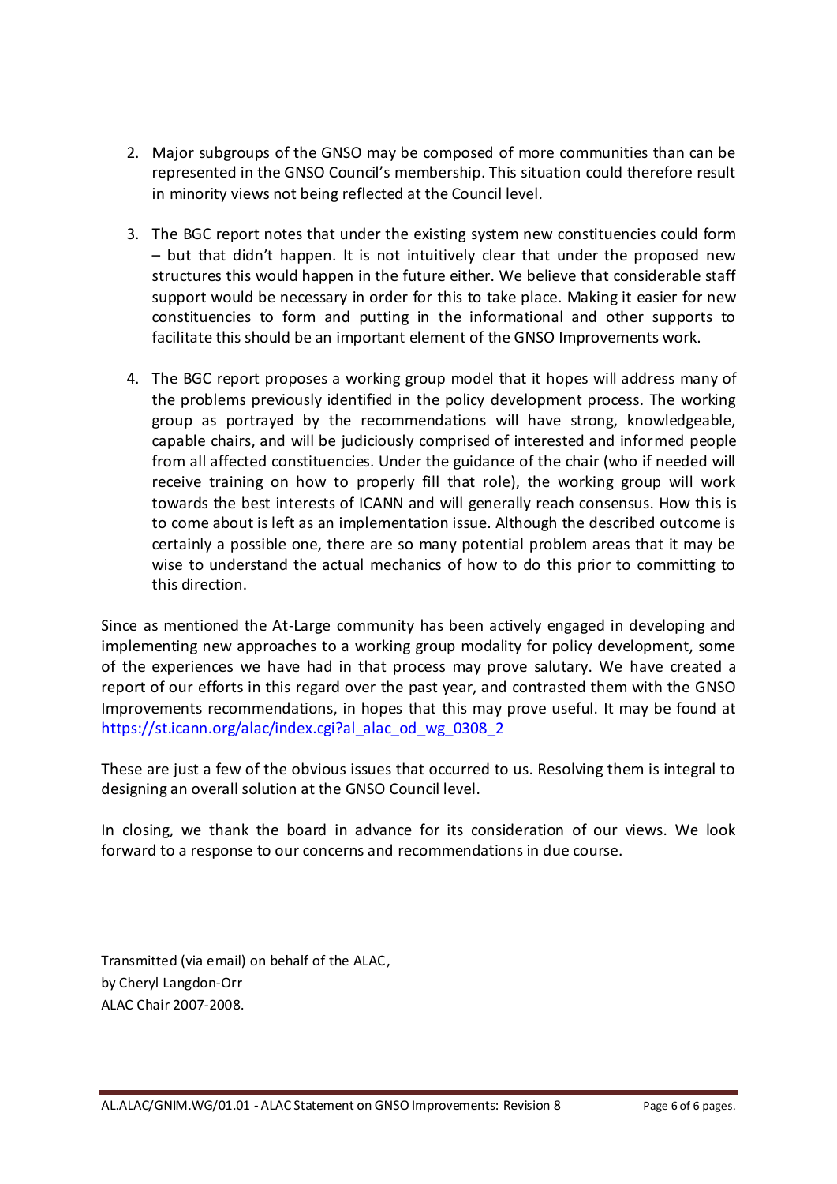2. Major subgroups of the GNSO may be composed of more communities than can be represented in the GNSO Council's membership. This situation could therefore result in minority views not being reflected at the Council level.

3. The BGC report notes that under the existing system new constituencies could form – but that didn't happen. It is not intuitively clear that under the proposed new structures this would happen in the future either. We believe that considerable staff support would be necessary in order for this to take place. Making it easier for new constituencies to form and putting in the informational and other supports to facilitate this should be an important element of the GNSO Improvements work.

4. The BGC report proposes a working group model that it hopes will address many of the problems previously identified in the policy development process. The working group as portrayed by the recommendations will have strong, knowledgeable, capable chairs, and will be judiciously comprised of interested and informed people from all affected constituencies. Under the guidance of the chair (who if needed will receive training on how to properly fill that role), the working group will work towards the best interests of ICANN and will generally reach consensus. How this is to come about is left as an implementation issue. Although the described outcome is certainly a possible one, there are so many potential problem areas that it may be wise to understand the actual mechanics of how to do this prior to committing to this direction.

Since as mentioned the At-Large community has been actively engaged in developing and implementing new approaches to a working group modality for policy development, some of the experiences we have had in that process may prove salutary. We have created a report of our efforts in this regard over the past year, and contrasted them with the GNSO Improvements recommendations, in hopes that this may prove useful. It may be found at [https://st.icann.org/alac/index.cgi?al_alac_od_wg_0308_2](https://st.icann.org/alac/index.cgi?al_alac_od_wg_0308_2)

These are just a few of the obvious issues that occurred to us. Resolving them is integral to designing an overall solution at the GNSO Council level.

In closing, we thank the board in advance for its consideration of our views. We look forward to a response to our concerns and recommendations in due course.

Transmitted (via email) on behalf of the ALAC,
by Cheryl Langdon-Orr
ALAC Chair 2007-2008.